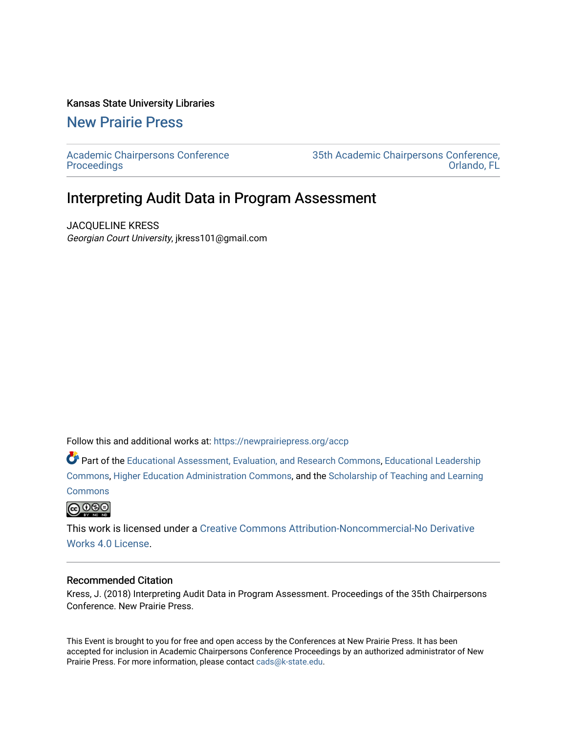Kansas State University Libraries

## New Prairie Press

Academic Chairpersons Conference Proceedings | 35th Academic Chairpersons Conference, Orlando, FL

# Interpreting Audit Data in Program Assessment

JACQUELINE KRESS
*Georgian Court University*, jkress101@gmail.com

Follow this and additional works at: https://newprairiepress.org/accp

Part of the Educational Assessment, Evaluation, and Research Commons, Educational Leadership Commons, Higher Education Administration Commons, and the Scholarship of Teaching and Learning Commons

This work is licensed under a Creative Commons Attribution-Noncommercial-No Derivative Works 4.0 License.

### Recommended Citation

Kress, J. (2018) Interpreting Audit Data in Program Assessment. Proceedings of the 35th Chairpersons Conference. New Prairie Press.

This Event is brought to you for free and open access by the Conferences at New Prairie Press. It has been accepted for inclusion in Academic Chairpersons Conference Proceedings by an authorized administrator of New Prairie Press. For more information, please contact cads@k-state.edu.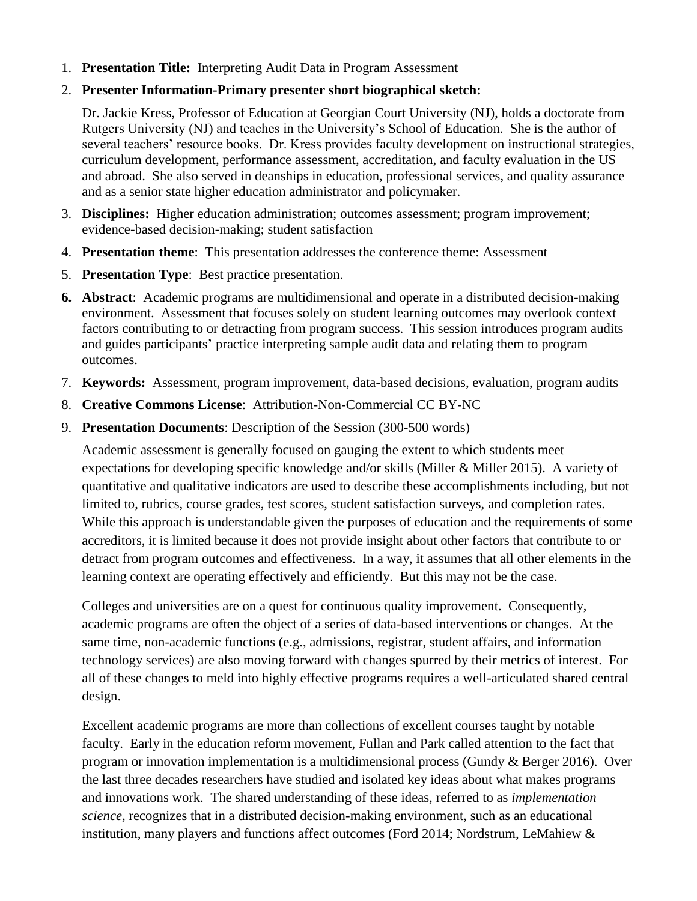1. **Presentation Title:** Interpreting Audit Data in Program Assessment
2. **Presenter Information-Primary presenter short biographical sketch:**

   Dr. Jackie Kress, Professor of Education at Georgian Court University (NJ), holds a doctorate from Rutgers University (NJ) and teaches in the University's School of Education. She is the author of several teachers' resource books. Dr. Kress provides faculty development on instructional strategies, curriculum development, performance assessment, accreditation, and faculty evaluation in the US and abroad. She also served in deanships in education, professional services, and quality assurance and as a senior state higher education administrator and policymaker.

3. **Disciplines:** Higher education administration; outcomes assessment; program improvement; evidence-based decision-making; student satisfaction
4. **Presentation theme**: This presentation addresses the conference theme: Assessment
5. **Presentation Type**: Best practice presentation.
6. **Abstract**: Academic programs are multidimensional and operate in a distributed decision-making environment. Assessment that focuses solely on student learning outcomes may overlook context factors contributing to or detracting from program success. This session introduces program audits and guides participants' practice interpreting sample audit data and relating them to program outcomes.
7. **Keywords:** Assessment, program improvement, data-based decisions, evaluation, program audits
8. **Creative Commons License**: Attribution-Non-Commercial CC BY-NC
9. **Presentation Documents**: Description of the Session (300-500 words)

   Academic assessment is generally focused on gauging the extent to which students meet expectations for developing specific knowledge and/or skills (Miller & Miller 2015). A variety of quantitative and qualitative indicators are used to describe these accomplishments including, but not limited to, rubrics, course grades, test scores, student satisfaction surveys, and completion rates. While this approach is understandable given the purposes of education and the requirements of some accreditors, it is limited because it does not provide insight about other factors that contribute to or detract from program outcomes and effectiveness. In a way, it assumes that all other elements in the learning context are operating effectively and efficiently. But this may not be the case.

   Colleges and universities are on a quest for continuous quality improvement. Consequently, academic programs are often the object of a series of data-based interventions or changes. At the same time, non-academic functions (e.g., admissions, registrar, student affairs, and information technology services) are also moving forward with changes spurred by their metrics of interest. For all of these changes to meld into highly effective programs requires a well-articulated shared central design.

   Excellent academic programs are more than collections of excellent courses taught by notable faculty. Early in the education reform movement, Fullan and Park called attention to the fact that program or innovation implementation is a multidimensional process (Gundy & Berger 2016). Over the last three decades researchers have studied and isolated key ideas about what makes programs and innovations work. The shared understanding of these ideas, referred to as *implementation science,* recognizes that in a distributed decision-making environment, such as an educational institution, many players and functions affect outcomes (Ford 2014; Nordstrum, LeMahiew &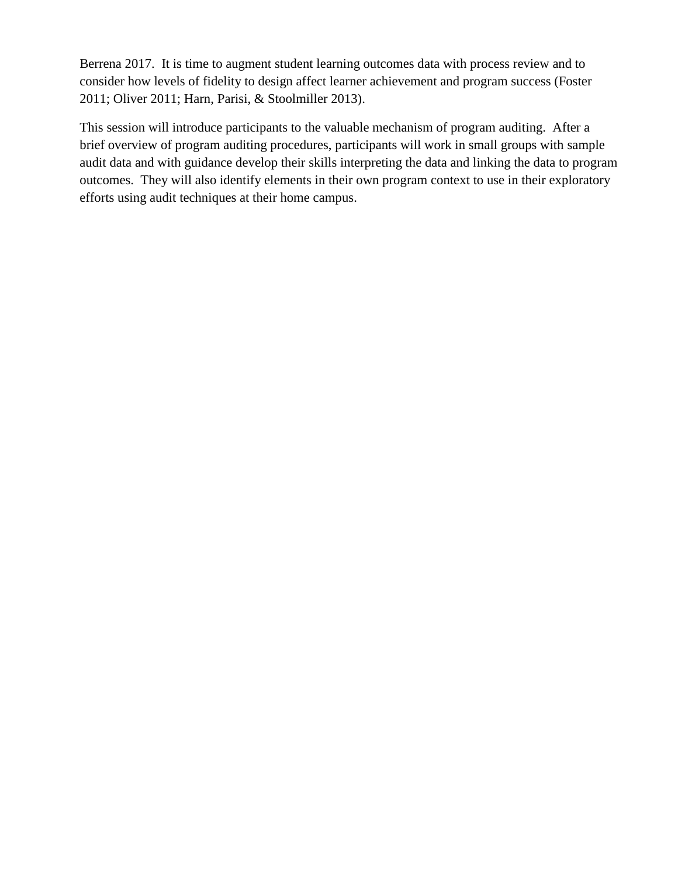Berrena 2017. It is time to augment student learning outcomes data with process review and to consider how levels of fidelity to design affect learner achievement and program success (Foster 2011; Oliver 2011; Harn, Parisi, & Stoolmiller 2013).

This session will introduce participants to the valuable mechanism of program auditing. After a brief overview of program auditing procedures, participants will work in small groups with sample audit data and with guidance develop their skills interpreting the data and linking the data to program outcomes. They will also identify elements in their own program context to use in their exploratory efforts using audit techniques at their home campus.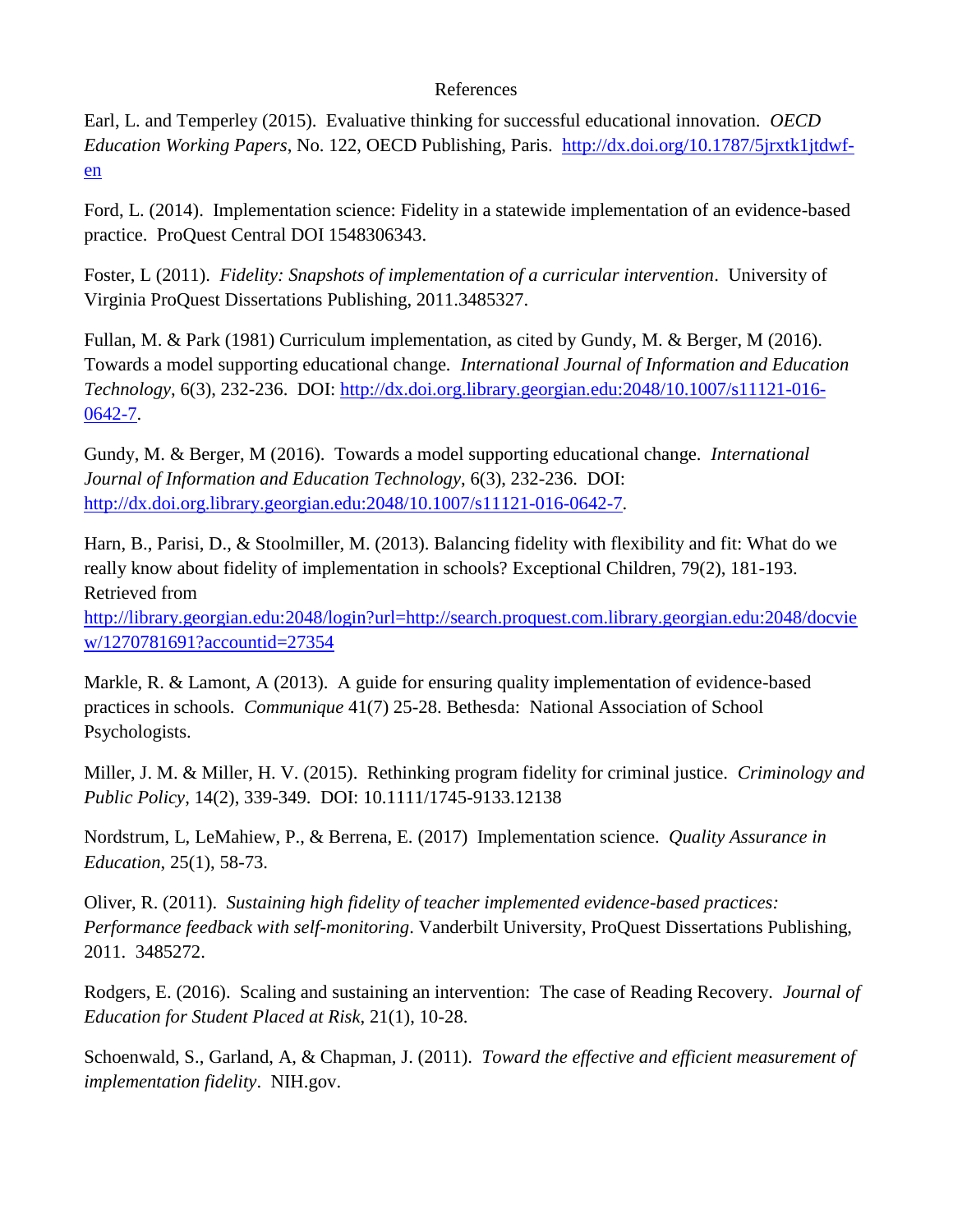# References

Earl, L. and Temperley (2015). Evaluative thinking for successful educational innovation. *OECD Education Working Papers*, No. 122, OECD Publishing, Paris. http://dx.doi.org/10.1787/5jrxtk1jtdwf-en

Ford, L. (2014). Implementation science: Fidelity in a statewide implementation of an evidence-based practice. ProQuest Central DOI 1548306343.

Foster, L (2011). *Fidelity: Snapshots of implementation of a curricular intervention*. University of Virginia ProQuest Dissertations Publishing, 2011.3485327.

Fullan, M. & Park (1981) Curriculum implementation, as cited by Gundy, M. & Berger, M (2016). Towards a model supporting educational change. *International Journal of Information and Education Technology*, 6(3), 232-236. DOI: http://dx.doi.org.library.georgian.edu:2048/10.1007/s11121-016-0642-7.

Gundy, M. & Berger, M (2016). Towards a model supporting educational change. *International Journal of Information and Education Technology*, 6(3), 232-236. DOI: http://dx.doi.org.library.georgian.edu:2048/10.1007/s11121-016-0642-7.

Harn, B., Parisi, D., & Stoolmiller, M. (2013). Balancing fidelity with flexibility and fit: What do we really know about fidelity of implementation in schools? Exceptional Children, 79(2), 181-193. Retrieved from http://library.georgian.edu:2048/login?url=http://search.proquest.com.library.georgian.edu:2048/docview/1270781691?accountid=27354

Markle, R. & Lamont, A (2013). A guide for ensuring quality implementation of evidence-based practices in schools. *Communique* 41(7) 25-28. Bethesda: National Association of School Psychologists.

Miller, J. M. & Miller, H. V. (2015). Rethinking program fidelity for criminal justice. *Criminology and Public Policy*, 14(2), 339-349. DOI: 10.1111/1745-9133.12138

Nordstrum, L, LeMahiew, P., & Berrena, E. (2017) Implementation science. *Quality Assurance in Education*, 25(1), 58-73.

Oliver, R. (2011). *Sustaining high fidelity of teacher implemented evidence-based practices: Performance feedback with self-monitoring*. Vanderbilt University, ProQuest Dissertations Publishing, 2011. 3485272.

Rodgers, E. (2016). Scaling and sustaining an intervention: The case of Reading Recovery. *Journal of Education for Student Placed at Risk*, 21(1), 10-28.

Schoenwald, S., Garland, A, & Chapman, J. (2011). *Toward the effective and efficient measurement of implementation fidelity*. NIH.gov.